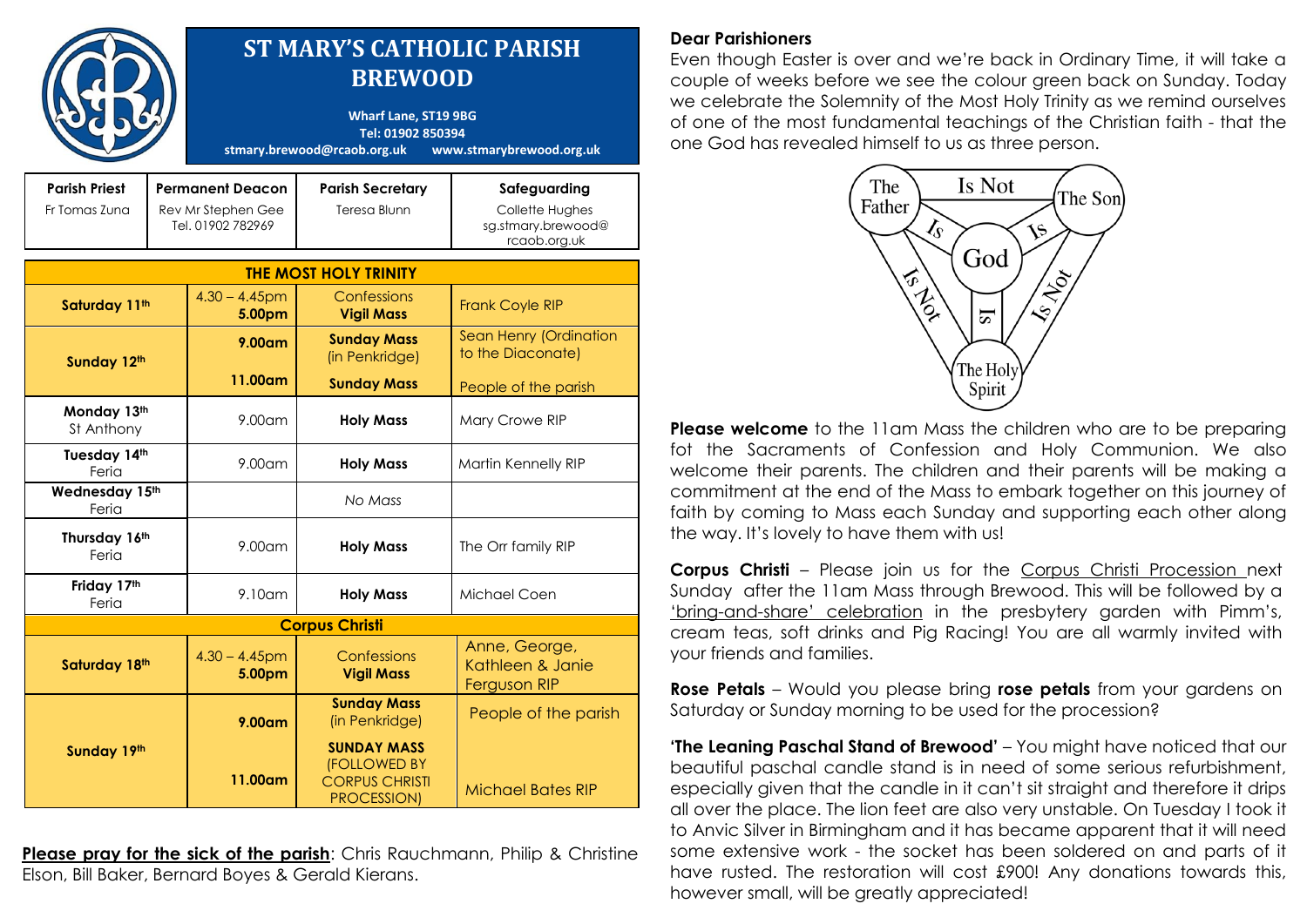# ST MARY'S CATHOLIC PARISH BREWOOD

**Wharf Lane, ST19 9BG**
**Tel: 01902 850394**
**stmary.brewood@rcaob.org.uk www.stmarybrewood.org.uk**

| Parish Priest | Permanent Deacon | Parish Secretary | Safeguarding |
|---|---|---|---|
| Fr Tomas Zuna | Rev Mr Stephen Gee Tel. 01902 782969 | Teresa Blunn | Collette Hughes sg.stmary.brewood@rcaob.org.uk |

| THE MOST HOLY TRINITY | | | |
|---|---|---|---|
| Saturday 11th | 4.30 – 4.45pm **5.00pm** | Confessions **Vigil Mass** | Frank Coyle RIP |
| Sunday 12th | **9.00am** | **Sunday Mass** (in Penkridge) | Sean Henry (Ordination to the Diaconate) |
| | **11.00am** | **Sunday Mass** | People of the parish |
| Monday 13th St Anthony | 9.00am | **Holy Mass** | Mary Crowe RIP |
| Tuesday 14th Feria | 9.00am | **Holy Mass** | Martin Kennelly RIP |
| Wednesday 15th Feria | | *No Mass* | |
| Thursday 16th Feria | 9.00am | **Holy Mass** | The Orr family RIP |
| Friday 17th Feria | 9.10am | **Holy Mass** | Michael Coen |
| **Corpus Christi** | | | |
| Saturday 18th | 4.30 – 4.45pm **5.00pm** | Confessions **Vigil Mass** | Anne, George, Kathleen & Janie Ferguson RIP |
| Sunday 19th | **9.00am** | **Sunday Mass** (in Penkridge) | People of the parish |
| | **11.00am** | **SUNDAY MASS (FOLLOWED BY CORPUS CHRISTI PROCESSION)** | Michael Bates RIP |

**Please pray for the sick of the parish**: Chris Rauchmann, Philip & Christine Elson, Bill Baker, Bernard Boyes & Gerald Kierans.

**Dear Parishioners**

Even though Easter is over and we're back in Ordinary Time, it will take a couple of weeks before we see the colour green back on Sunday. Today we celebrate the Solemnity of the Most Holy Trinity as we remind ourselves of one of the most fundamental teachings of the Christian faith - that the one God has revealed himself to us as three person.

The Father — Is Not — The Son
The Father — Is — God
The Son — Is — God
The Holy Spirit — Is — God
The Father — Is Not — The Holy Spirit
The Son — Is Not — The Holy Spirit

**Please welcome** to the 11am Mass the children who are to be preparing fot the Sacraments of Confession and Holy Communion. We also welcome their parents. The children and their parents will be making a commitment at the end of the Mass to embark together on this journey of faith by coming to Mass each Sunday and supporting each other along the way. It's lovely to have them with us!

**Corpus Christi** – Please join us for the Corpus Christi Procession next Sunday after the 11am Mass through Brewood. This will be followed by a 'bring-and-share' celebration in the presbytery garden with Pimm's, cream teas, soft drinks and Pig Racing! You are all warmly invited with your friends and families.

**Rose Petals** – Would you please bring **rose petals** from your gardens on Saturday or Sunday morning to be used for the procession?

**'The Leaning Paschal Stand of Brewood'** – You might have noticed that our beautiful paschal candle stand is in need of some serious refurbishment, especially given that the candle in it can't sit straight and therefore it drips all over the place. The lion feet are also very unstable. On Tuesday I took it to Anvic Silver in Birmingham and it has became apparent that it will need some extensive work - the socket has been soldered on and parts of it have rusted. The restoration will cost £900! Any donations towards this, however small, will be greatly appreciated!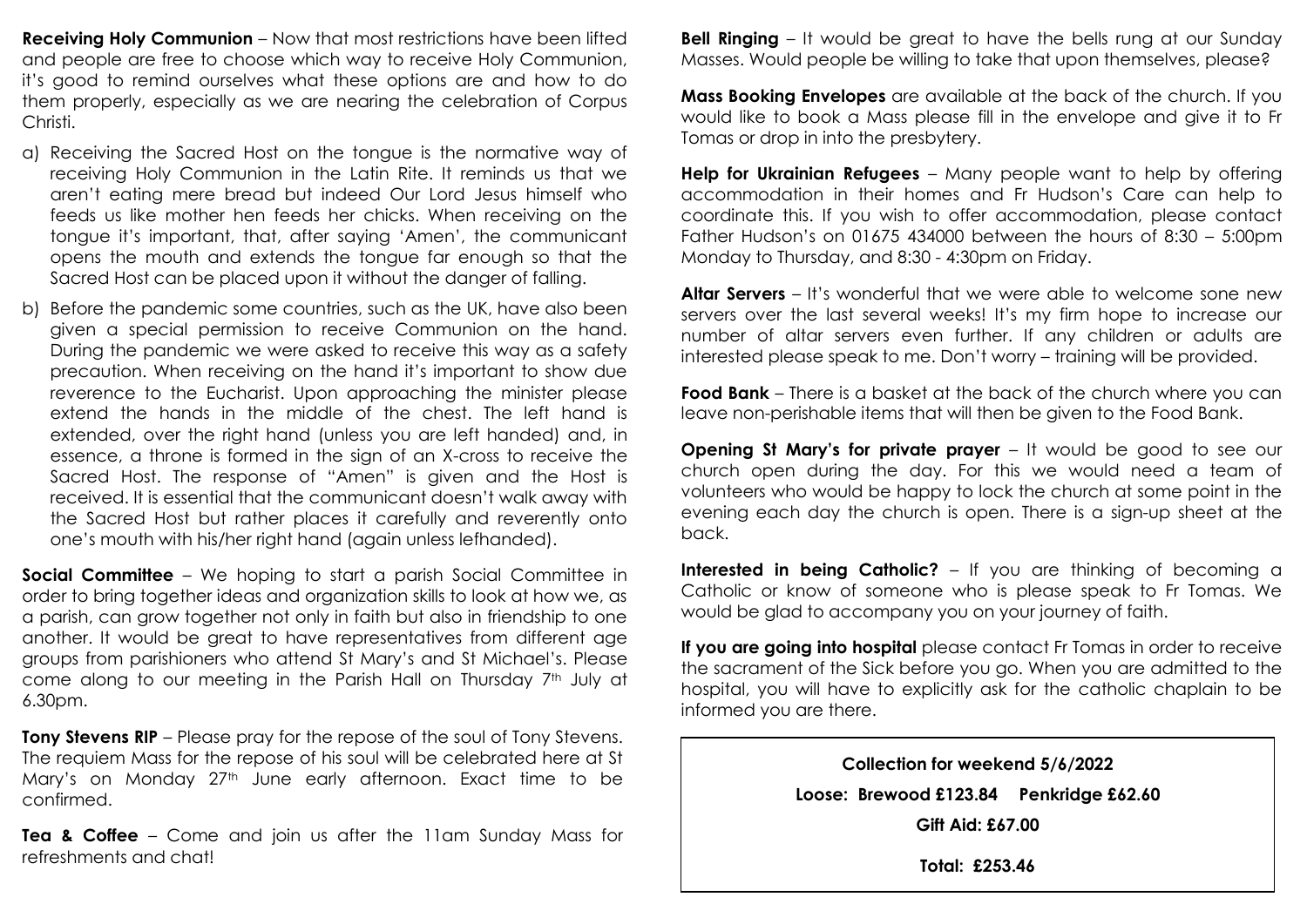**Receiving Holy Communion** – Now that most restrictions have been lifted and people are free to choose which way to receive Holy Communion, it's good to remind ourselves what these options are and how to do them properly, especially as we are nearing the celebration of Corpus Christi.

a) Receiving the Sacred Host on the tongue is the normative way of receiving Holy Communion in the Latin Rite. It reminds us that we aren't eating mere bread but indeed Our Lord Jesus himself who feeds us like mother hen feeds her chicks. When receiving on the tongue it's important, that, after saying 'Amen', the communicant opens the mouth and extends the tongue far enough so that the Sacred Host can be placed upon it without the danger of falling.

b) Before the pandemic some countries, such as the UK, have also been given a special permission to receive Communion on the hand. During the pandemic we were asked to receive this way as a safety precaution. When receiving on the hand it's important to show due reverence to the Eucharist. Upon approaching the minister please extend the hands in the middle of the chest. The left hand is extended, over the right hand (unless you are left handed) and, in essence, a throne is formed in the sign of an X-cross to receive the Sacred Host. The response of "Amen" is given and the Host is received. It is essential that the communicant doesn't walk away with the Sacred Host but rather places it carefully and reverently onto one's mouth with his/her right hand (again unless lefhanded).

**Social Committee** – We hoping to start a parish Social Committee in order to bring together ideas and organization skills to look at how we, as a parish, can grow together not only in faith but also in friendship to one another. It would be great to have representatives from different age groups from parishioners who attend St Mary's and St Michael's. Please come along to our meeting in the Parish Hall on Thursday 7th July at 6.30pm.

**Tony Stevens RIP** – Please pray for the repose of the soul of Tony Stevens. The requiem Mass for the repose of his soul will be celebrated here at St Mary's on Monday 27th June early afternoon. Exact time to be confirmed.

**Tea & Coffee** – Come and join us after the 11am Sunday Mass for refreshments and chat!

**Bell Ringing** – It would be great to have the bells rung at our Sunday Masses. Would people be willing to take that upon themselves, please?

**Mass Booking Envelopes** are available at the back of the church. If you would like to book a Mass please fill in the envelope and give it to Fr Tomas or drop in into the presbytery.

**Help for Ukrainian Refugees** – Many people want to help by offering accommodation in their homes and Fr Hudson's Care can help to coordinate this. If you wish to offer accommodation, please contact Father Hudson's on 01675 434000 between the hours of 8:30 – 5:00pm Monday to Thursday, and 8:30 - 4:30pm on Friday.

**Altar Servers** – It's wonderful that we were able to welcome sone new servers over the last several weeks! It's my firm hope to increase our number of altar servers even further. If any children or adults are interested please speak to me. Don't worry – training will be provided.

**Food Bank** – There is a basket at the back of the church where you can leave non-perishable items that will then be given to the Food Bank.

**Opening St Mary's for private prayer** – It would be good to see our church open during the day. For this we would need a team of volunteers who would be happy to lock the church at some point in the evening each day the church is open. There is a sign-up sheet at the back.

**Interested in being Catholic?** – If you are thinking of becoming a Catholic or know of someone who is please speak to Fr Tomas. We would be glad to accompany you on your journey of faith.

**If you are going into hospital** please contact Fr Tomas in order to receive the sacrament of the Sick before you go. When you are admitted to the hospital, you will have to explicitly ask for the catholic chaplain to be informed you are there.

**Collection for weekend 5/6/2022**

**Loose: Brewood £123.84 Penkridge £62.60**

**Gift Aid: £67.00**

**Total: £253.46**